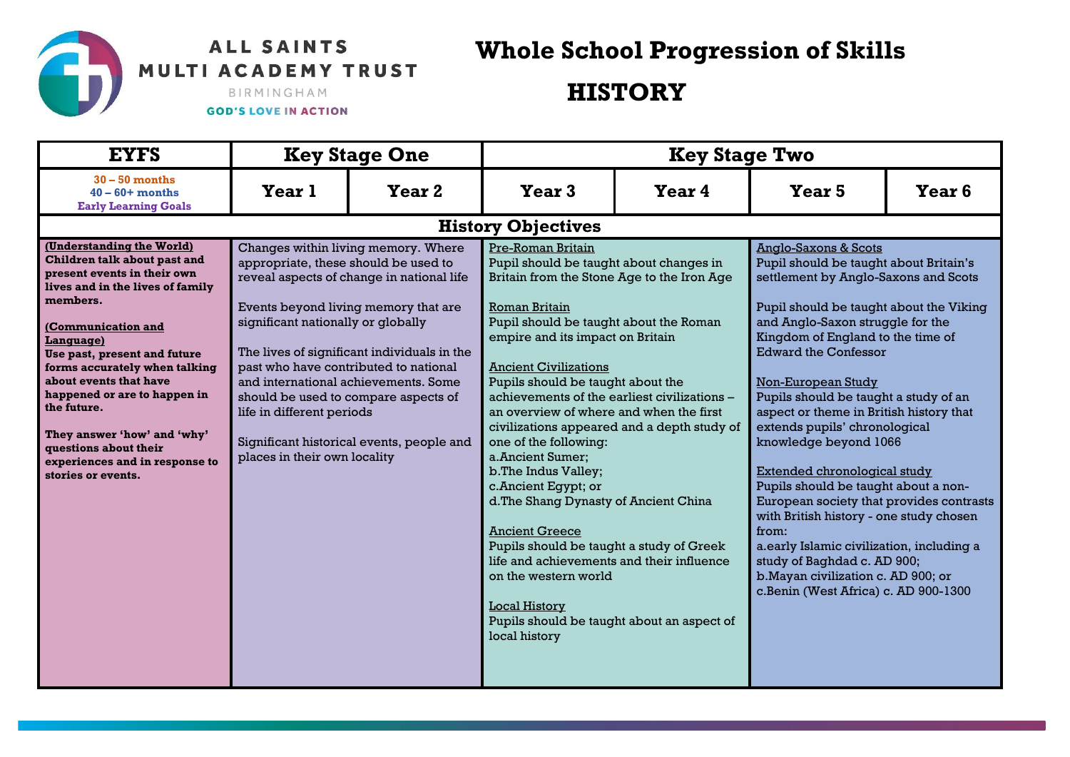ALL SAINTS MULTI ACADEMY TRUST
BIRMINGHAM
GOD'S LOVE IN ACTION

# Whole School Progression of Skills

# HISTORY

| EYFS | Key Stage One | | Key Stage Two | | | |
|---|---|---|---|---|---|---|
| 30 – 50 months<br>40 – 60+ months<br>Early Learning Goals | Year 1 | Year 2 | Year 3 | Year 4 | Year 5 | Year 6 |
| **History Objectives** | | | | | | |
| **(Understanding the World)**<br>**Children talk about past and present events in their own lives and in the lives of family members.**<br><br>**(Communication and Language)**<br>**Use past, present and future forms accurately when talking about events that have happened or are to happen in the future.**<br><br>**They answer 'how' and 'why' questions about their experiences and in response to stories or events.** | Changes within living memory. Where appropriate, these should be used to reveal aspects of change in national life<br><br>Events beyond living memory that are significant nationally or globally<br><br>The lives of significant individuals in the past who have contributed to national and international achievements. Some should be used to compare aspects of life in different periods<br><br>Significant historical events, people and places in their own locality | | Pre-Roman Britain<br>Pupil should be taught about changes in Britain from the Stone Age to the Iron Age<br><br>Roman Britain<br>Pupil should be taught about the Roman empire and its impact on Britain<br><br>Ancient Civilizations<br>Pupils should be taught about the achievements of the earliest civilizations – an overview of where and when the first civilizations appeared and a depth study of one of the following:<br>a.Ancient Sumer;<br>b.The Indus Valley;<br>c.Ancient Egypt; or<br>d.The Shang Dynasty of Ancient China<br><br>Ancient Greece<br>Pupils should be taught a study of Greek life and achievements and their influence on the western world<br><br>Local History<br>Pupils should be taught about an aspect of local history | | Anglo-Saxons & Scots<br>Pupil should be taught about Britain's settlement by Anglo-Saxons and Scots<br><br>Pupil should be taught about the Viking and Anglo-Saxon struggle for the Kingdom of England to the time of Edward the Confessor<br><br>Non-European Study<br>Pupils should be taught a study of an aspect or theme in British history that extends pupils' chronological knowledge beyond 1066<br><br>Extended chronological study<br>Pupils should be taught about a non-European society that provides contrasts with British history - one study chosen from:<br>a.early Islamic civilization, including a study of Baghdad c. AD 900;<br>b.Mayan civilization c. AD 900; or<br>c.Benin (West Africa) c. AD 900-1300 | |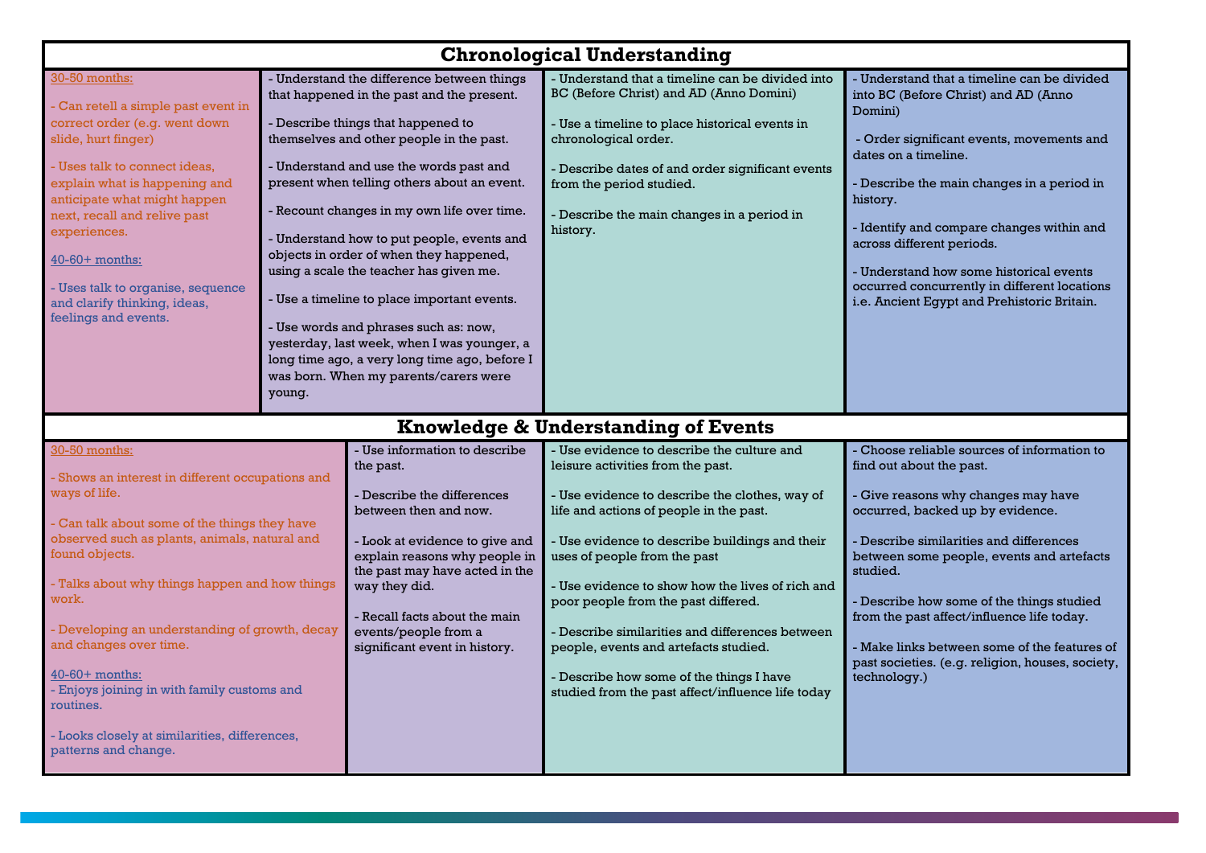## Chronological Understanding

| | | | |
|---|---|---|---|
| 30-50 months:<br><br>- Can retell a simple past event in correct order (e.g. went down slide, hurt finger)<br><br>- Uses talk to connect ideas, explain what is happening and anticipate what might happen next, recall and relive past experiences.<br><br>40-60+ months:<br><br>- Uses talk to organise, sequence and clarify thinking, ideas, feelings and events. | - Understand the difference between things that happened in the past and the present.<br><br>- Describe things that happened to themselves and other people in the past.<br><br>- Understand and use the words past and present when telling others about an event.<br><br>- Recount changes in my own life over time.<br><br>- Understand how to put people, events and objects in order of when they happened, using a scale the teacher has given me.<br><br>- Use a timeline to place important events.<br><br>- Use words and phrases such as: now, yesterday, last week, when I was younger, a long time ago, a very long time ago, before I was born. When my parents/carers were young. | - Understand that a timeline can be divided into BC (Before Christ) and AD (Anno Domini)<br><br>- Use a timeline to place historical events in chronological order.<br><br>- Describe dates of and order significant events from the period studied.<br><br>- Describe the main changes in a period in history. | - Understand that a timeline can be divided into BC (Before Christ) and AD (Anno Domini)<br><br>- Order significant events, movements and dates on a timeline.<br><br>- Describe the main changes in a period in history.<br><br>- Identify and compare changes within and across different periods.<br><br>- Understand how some historical events occurred concurrently in different locations i.e. Ancient Egypt and Prehistoric Britain. |

## Knowledge & Understanding of Events

| | | | |
|---|---|---|---|
| 30-50 months:<br><br>- Shows an interest in different occupations and ways of life.<br><br>- Can talk about some of the things they have observed such as plants, animals, natural and found objects.<br><br>- Talks about why things happen and how things work.<br><br>- Developing an understanding of growth, decay and changes over time.<br><br>40-60+ months:<br>- Enjoys joining in with family customs and routines.<br><br>- Looks closely at similarities, differences, patterns and change. | - Use information to describe the past.<br><br>- Describe the differences between then and now.<br><br>- Look at evidence to give and explain reasons why people in the past may have acted in the way they did.<br><br>- Recall facts about the main events/people from a significant event in history. | - Use evidence to describe the culture and leisure activities from the past.<br><br>- Use evidence to describe the clothes, way of life and actions of people in the past.<br><br>- Use evidence to describe buildings and their uses of people from the past<br><br>- Use evidence to show how the lives of rich and poor people from the past differed.<br><br>- Describe similarities and differences between people, events and artefacts studied.<br><br>- Describe how some of the things I have studied from the past affect/influence life today | - Choose reliable sources of information to find out about the past.<br><br>- Give reasons why changes may have occurred, backed up by evidence.<br><br>- Describe similarities and differences between some people, events and artefacts studied.<br><br>- Describe how some of the things studied from the past affect/influence life today.<br><br>- Make links between some of the features of past societies. (e.g. religion, houses, society, technology.) |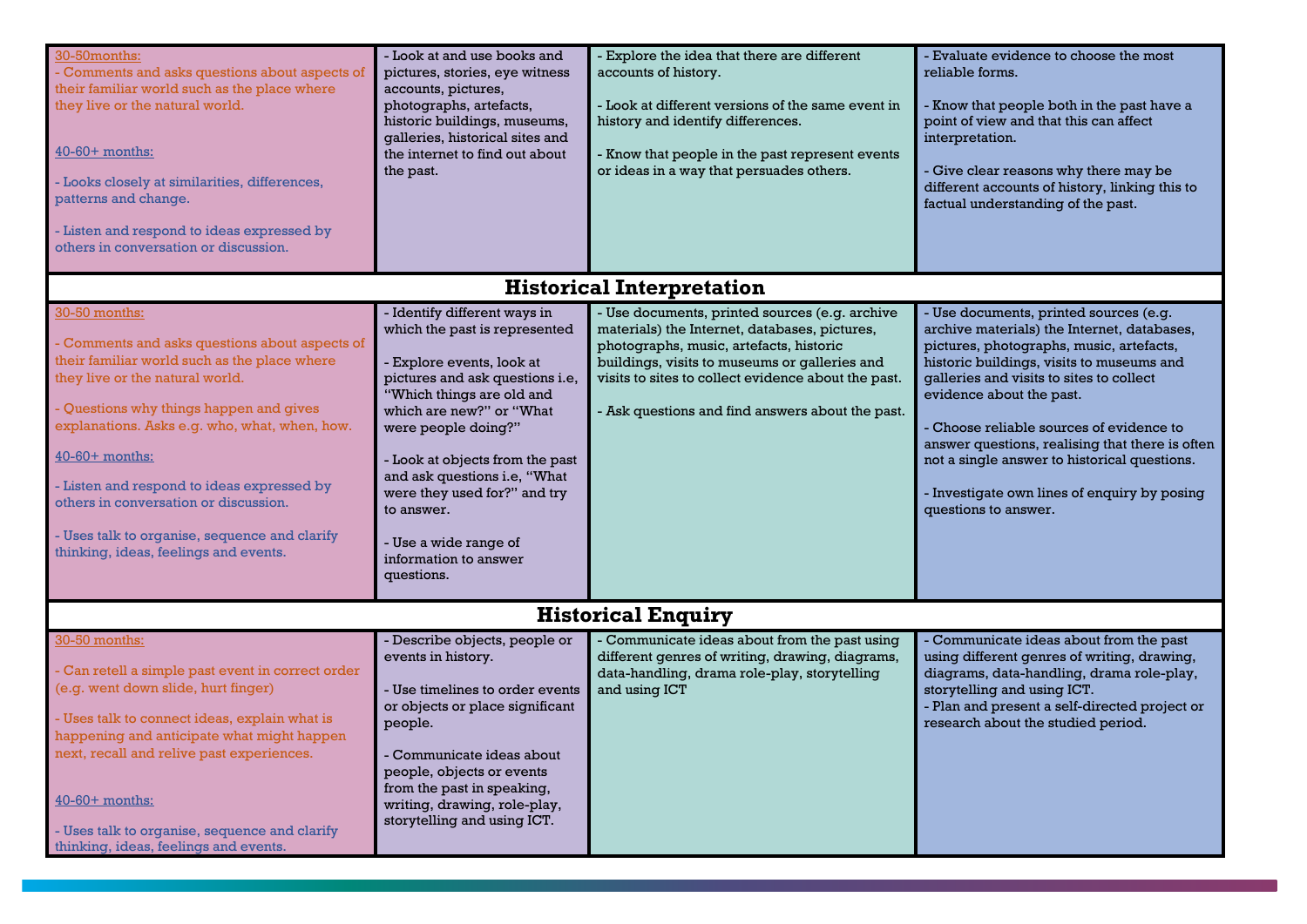| | | | |
|---|---|---|---|
| 30-50months:<br>- Comments and asks questions about aspects of their familiar world such as the place where they live or the natural world.<br><br>40-60+ months:<br><br>- Looks closely at similarities, differences, patterns and change.<br><br>- Listen and respond to ideas expressed by others in conversation or discussion. | - Look at and use books and pictures, stories, eye witness accounts, pictures, photographs, artefacts, historic buildings, museums, galleries, historical sites and the internet to find out about the past. | - Explore the idea that there are different accounts of history.<br><br>- Look at different versions of the same event in history and identify differences.<br><br>- Know that people in the past represent events or ideas in a way that persuades others. | - Evaluate evidence to choose the most reliable forms.<br><br>- Know that people both in the past have a point of view and that this can affect interpretation.<br><br>- Give clear reasons why there may be different accounts of history, linking this to factual understanding of the past. |
| **Historical Interpretation** | | | |
| 30-50 months:<br><br>- Comments and asks questions about aspects of their familiar world such as the place where they live or the natural world.<br><br>- Questions why things happen and gives explanations. Asks e.g. who, what, when, how.<br><br>40-60+ months:<br><br>- Listen and respond to ideas expressed by others in conversation or discussion.<br><br>- Uses talk to organise, sequence and clarify thinking, ideas, feelings and events. | - Identify different ways in which the past is represented<br><br>- Explore events, look at pictures and ask questions i.e, "Which things are old and which are new?" or "What were people doing?"<br><br>- Look at objects from the past and ask questions i.e, "What were they used for?" and try to answer.<br><br>- Use a wide range of information to answer questions. | - Use documents, printed sources (e.g. archive materials) the Internet, databases, pictures, photographs, music, artefacts, historic buildings, visits to museums or galleries and visits to sites to collect evidence about the past.<br><br>- Ask questions and find answers about the past. | - Use documents, printed sources (e.g. archive materials) the Internet, databases, pictures, photographs, music, artefacts, historic buildings, visits to museums and galleries and visits to sites to collect evidence about the past.<br><br>- Choose reliable sources of evidence to answer questions, realising that there is often not a single answer to historical questions.<br><br>- Investigate own lines of enquiry by posing questions to answer. |
| **Historical Enquiry** | | | |
| 30-50 months:<br><br>- Can retell a simple past event in correct order (e.g. went down slide, hurt finger)<br><br>- Uses talk to connect ideas, explain what is happening and anticipate what might happen next, recall and relive past experiences.<br><br>40-60+ months:<br><br>- Uses talk to organise, sequence and clarify thinking, ideas, feelings and events. | - Describe objects, people or events in history.<br><br>- Use timelines to order events or objects or place significant people.<br><br>- Communicate ideas about people, objects or events from the past in speaking, writing, drawing, role-play, storytelling and using ICT. | - Communicate ideas about from the past using different genres of writing, drawing, diagrams, data-handling, drama role-play, storytelling and using ICT | - Communicate ideas about from the past using different genres of writing, drawing, diagrams, data-handling, drama role-play, storytelling and using ICT.<br>- Plan and present a self-directed project or research about the studied period. |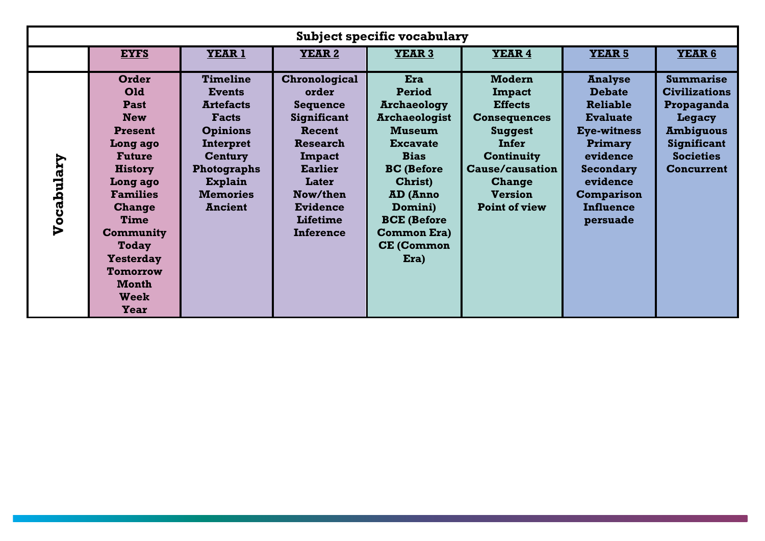| Subject specific vocabulary | | | | | | | |
|---|---|---|---|---|---|---|---|
| | **EYFS** | **YEAR 1** | **YEAR 2** | **YEAR 3** | **YEAR 4** | **YEAR 5** | **YEAR 6** |
| **Vocabulary** | Order<br>Old<br>Past<br>New<br>Present<br>Long ago<br>Future<br>History<br>Long ago<br>Families<br>Change<br>Time<br>Community<br>Today<br>Yesterday<br>Tomorrow<br>Month<br>Week<br>Year | Timeline<br>Events<br>Artefacts<br>Facts<br>Opinions<br>Interpret<br>Century<br>Photographs<br>Explain<br>Memories<br>Ancient | Chronological order<br>Sequence<br>Significant<br>Recent<br>Research<br>Impact<br>Earlier<br>Later<br>Now/then<br>Evidence<br>Lifetime<br>Inference | Era<br>Period<br>Archaeology<br>Archaeologist<br>Museum<br>Excavate<br>Bias<br>BC (Before Christ)<br>AD (Anno Domini)<br>BCE (Before Common Era)<br>CE (Common Era) | Modern<br>Impact<br>Effects<br>Consequences<br>Suggest<br>Infer<br>Continuity<br>Cause/causation<br>Change<br>Version<br>Point of view | Analyse<br>Debate<br>Reliable<br>Evaluate<br>Eye-witness<br>Primary evidence<br>Secondary evidence<br>Comparison<br>Influence<br>persuade | Summarise<br>Civilizations<br>Propaganda<br>Legacy<br>Ambiguous<br>Significant<br>Societies<br>Concurrent |